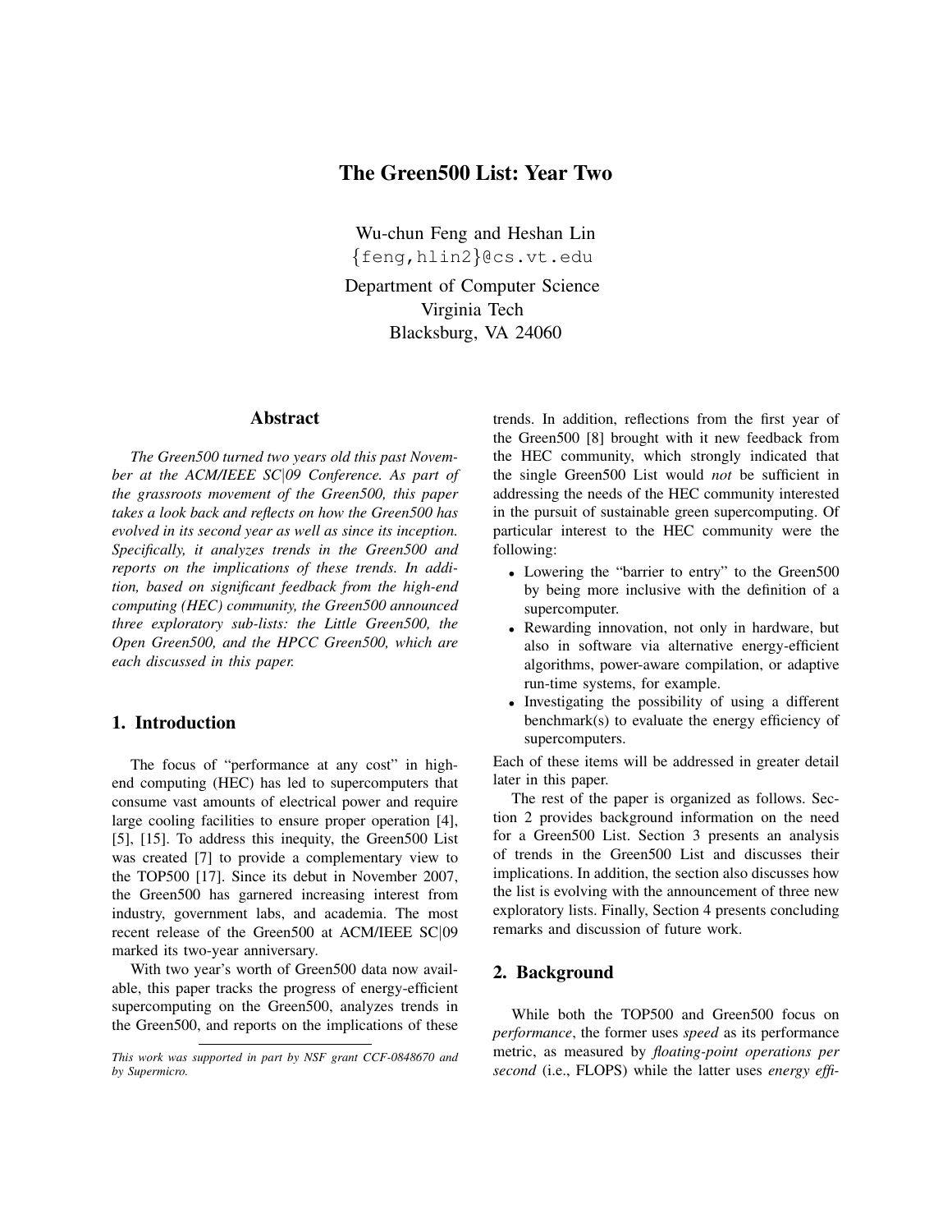# The Green500 List: Year Two

Wu-chun Feng and Heshan Lin
{feng,hlin2}@cs.vt.edu

Department of Computer Science
Virginia Tech
Blacksburg, VA 24060

## Abstract

*The Green500 turned two years old this past November at the ACM/IEEE SC|09 Conference. As part of the grassroots movement of the Green500, this paper takes a look back and reflects on how the Green500 has evolved in its second year as well as since its inception. Specifically, it analyzes trends in the Green500 and reports on the implications of these trends. In addition, based on significant feedback from the high-end computing (HEC) community, the Green500 announced three exploratory sub-lists: the Little Green500, the Open Green500, and the HPCC Green500, which are each discussed in this paper.*

## 1. Introduction

The focus of "performance at any cost" in high-end computing (HEC) has led to supercomputers that consume vast amounts of electrical power and require large cooling facilities to ensure proper operation [4], [5], [15]. To address this inequity, the Green500 List was created [7] to provide a complementary view to the TOP500 [17]. Since its debut in November 2007, the Green500 has garnered increasing interest from industry, government labs, and academia. The most recent release of the Green500 at ACM/IEEE SC|09 marked its two-year anniversary.

With two year's worth of Green500 data now available, this paper tracks the progress of energy-efficient supercomputing on the Green500, analyzes trends in the Green500, and reports on the implications of these trends. In addition, reflections from the first year of the Green500 [8] brought with it new feedback from the HEC community, which strongly indicated that the single Green500 List would *not* be sufficient in addressing the needs of the HEC community interested in the pursuit of sustainable green supercomputing. Of particular interest to the HEC community were the following:

- Lowering the "barrier to entry" to the Green500 by being more inclusive with the definition of a supercomputer.
- Rewarding innovation, not only in hardware, but also in software via alternative energy-efficient algorithms, power-aware compilation, or adaptive run-time systems, for example.
- Investigating the possibility of using a different benchmark(s) to evaluate the energy efficiency of supercomputers.

Each of these items will be addressed in greater detail later in this paper.

The rest of the paper is organized as follows. Section 2 provides background information on the need for a Green500 List. Section 3 presents an analysis of trends in the Green500 List and discusses their implications. In addition, the section also discusses how the list is evolving with the announcement of three new exploratory lists. Finally, Section 4 presents concluding remarks and discussion of future work.

*This work was supported in part by NSF grant CCF-0848670 and by Supermicro.*

## 2. Background

While both the TOP500 and Green500 focus on *performance*, the former uses *speed* as its performance metric, as measured by *floating-point operations per second* (i.e., FLOPS) while the latter uses *energy effi-*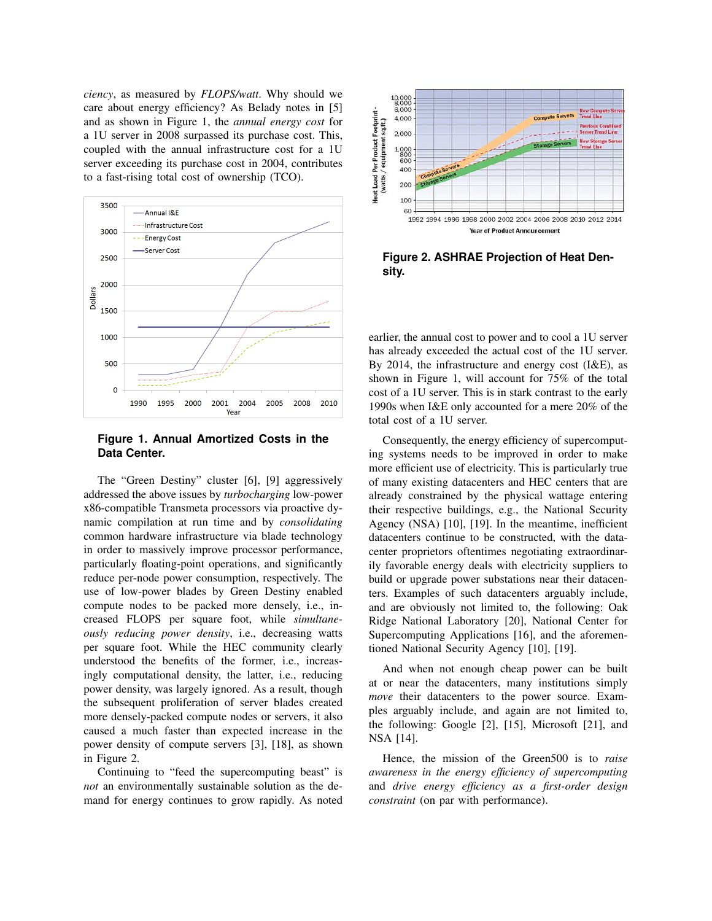ciency, as measured by *FLOPS/watt*. Why should we care about energy efficiency? As Belady notes in [5] and as shown in Figure 1, the *annual energy cost* for a 1U server in 2008 surpassed its purchase cost. This, coupled with the annual infrastructure cost for a 1U server exceeding its purchase cost in 2004, contributes to a fast-rising total cost of ownership (TCO).

**Figure 1. Annual Amortized Costs in the Data Center.**

The "Green Destiny" cluster [6], [9] aggressively addressed the above issues by *turbocharging* low-power x86-compatible Transmeta processors via proactive dynamic compilation at run time and by *consolidating* common hardware infrastructure via blade technology in order to massively improve processor performance, particularly floating-point operations, and significantly reduce per-node power consumption, respectively. The use of low-power blades by Green Destiny enabled compute nodes to be packed more densely, i.e., increased FLOPS per square foot, while *simultaneously reducing power density*, i.e., decreasing watts per square foot. While the HEC community clearly understood the benefits of the former, i.e., increasingly computational density, the latter, i.e., reducing power density, was largely ignored. As a result, though the subsequent proliferation of server blades created more densely-packed compute nodes or servers, it also caused a much faster than expected increase in the power density of compute servers [3], [18], as shown in Figure 2.

Continuing to "feed the supercomputing beast" is *not* an environmentally sustainable solution as the demand for energy continues to grow rapidly. As noted earlier, the annual cost to power and to cool a 1U server has already exceeded the actual cost of the 1U server. By 2014, the infrastructure and energy cost (I&E), as shown in Figure 1, will account for 75% of the total cost of a 1U server. This is in stark contrast to the early 1990s when I&E only accounted for a mere 20% of the total cost of a 1U server.

**Figure 2. ASHRAE Projection of Heat Density.**

Consequently, the energy efficiency of supercomputing systems needs to be improved in order to make more efficient use of electricity. This is particularly true of many existing datacenters and HEC centers that are already constrained by the physical wattage entering their respective buildings, e.g., the National Security Agency (NSA) [10], [19]. In the meantime, inefficient datacenters continue to be constructed, with the datacenter proprietors oftentimes negotiating extraordinarily favorable energy deals with electricity suppliers to build or upgrade power substations near their datacenters. Examples of such datacenters arguably include, and are obviously not limited to, the following: Oak Ridge National Laboratory [20], National Center for Supercomputing Applications [16], and the aforementioned National Security Agency [10], [19].

And when not enough cheap power can be built at or near the datacenters, many institutions simply *move* their datacenters to the power source. Examples arguably include, and again are not limited to, the following: Google [2], [15], Microsoft [21], and NSA [14].

Hence, the mission of the Green500 is to *raise awareness in the energy efficiency of supercomputing* and *drive energy efficiency as a first-order design constraint* (on par with performance).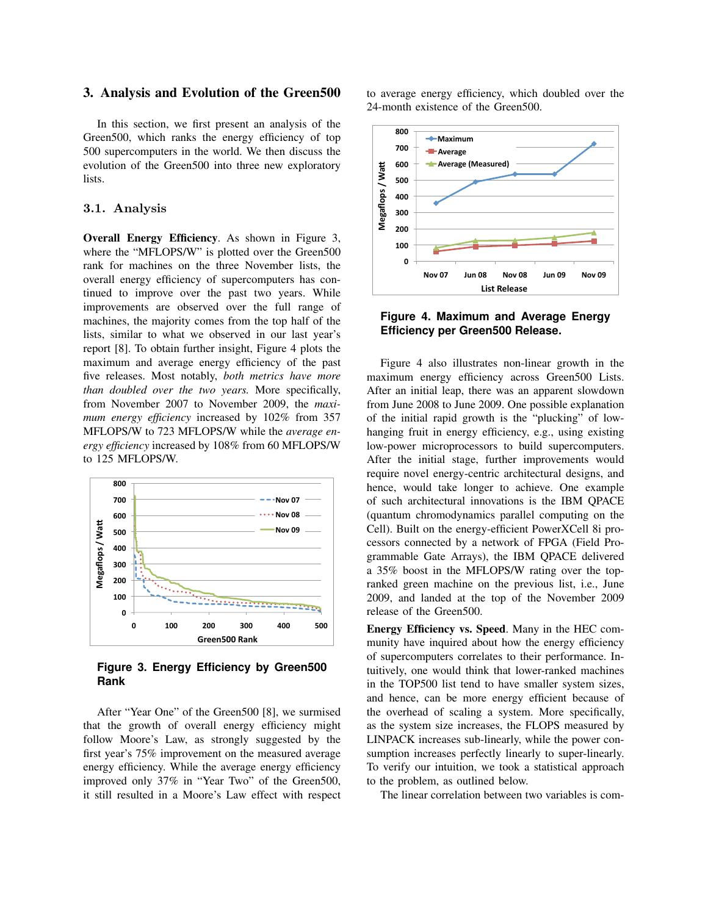## 3. Analysis and Evolution of the Green500

In this section, we first present an analysis of the Green500, which ranks the energy efficiency of top 500 supercomputers in the world. We then discuss the evolution of the Green500 into three new exploratory lists.

### 3.1. Analysis

**Overall Energy Efficiency**. As shown in Figure 3, where the "MFLOPS/W" is plotted over the Green500 rank for machines on the three November lists, the overall energy efficiency of supercomputers has continued to improve over the past two years. While improvements are observed over the full range of machines, the majority comes from the top half of the lists, similar to what we observed in our last year's report [8]. To obtain further insight, Figure 4 plots the maximum and average energy efficiency of the past five releases. Most notably, *both metrics have more than doubled over the two years.* More specifically, from November 2007 to November 2009, the *maximum energy efficiency* increased by 102% from 357 MFLOPS/W to 723 MFLOPS/W while the *average energy efficiency* increased by 108% from 60 MFLOPS/W to 125 MFLOPS/W.

**Figure 3. Energy Efficiency by Green500 Rank**

After "Year One" of the Green500 [8], we surmised that the growth of overall energy efficiency might follow Moore's Law, as strongly suggested by the first year's 75% improvement on the measured average energy efficiency. While the average energy efficiency improved only 37% in "Year Two" of the Green500, it still resulted in a Moore's Law effect with respect to average energy efficiency, which doubled over the 24-month existence of the Green500.

**Figure 4. Maximum and Average Energy Efficiency per Green500 Release.**

Figure 4 also illustrates non-linear growth in the maximum energy efficiency across Green500 Lists. After an initial leap, there was an apparent slowdown from June 2008 to June 2009. One possible explanation of the initial rapid growth is the "plucking" of low-hanging fruit in energy efficiency, e.g., using existing low-power microprocessors to build supercomputers. After the initial stage, further improvements would require novel energy-centric architectural designs, and hence, would take longer to achieve. One example of such architectural innovations is the IBM QPACE (quantum chromodynamics parallel computing on the Cell). Built on the energy-efficient PowerXCell 8i processors connected by a network of FPGA (Field Programmable Gate Arrays), the IBM QPACE delivered a 35% boost in the MFLOPS/W rating over the top-ranked green machine on the previous list, i.e., June 2009, and landed at the top of the November 2009 release of the Green500.

**Energy Efficiency vs. Speed**. Many in the HEC community have inquired about how the energy efficiency of supercomputers correlates to their performance. Intuitively, one would think that lower-ranked machines in the TOP500 list tend to have smaller system sizes, and hence, can be more energy efficient because of the overhead of scaling a system. More specifically, as the system size increases, the FLOPS measured by LINPACK increases sub-linearly, while the power consumption increases perfectly linearly to super-linearly. To verify our intuition, we took a statistical approach to the problem, as outlined below.

The linear correlation between two variables is com-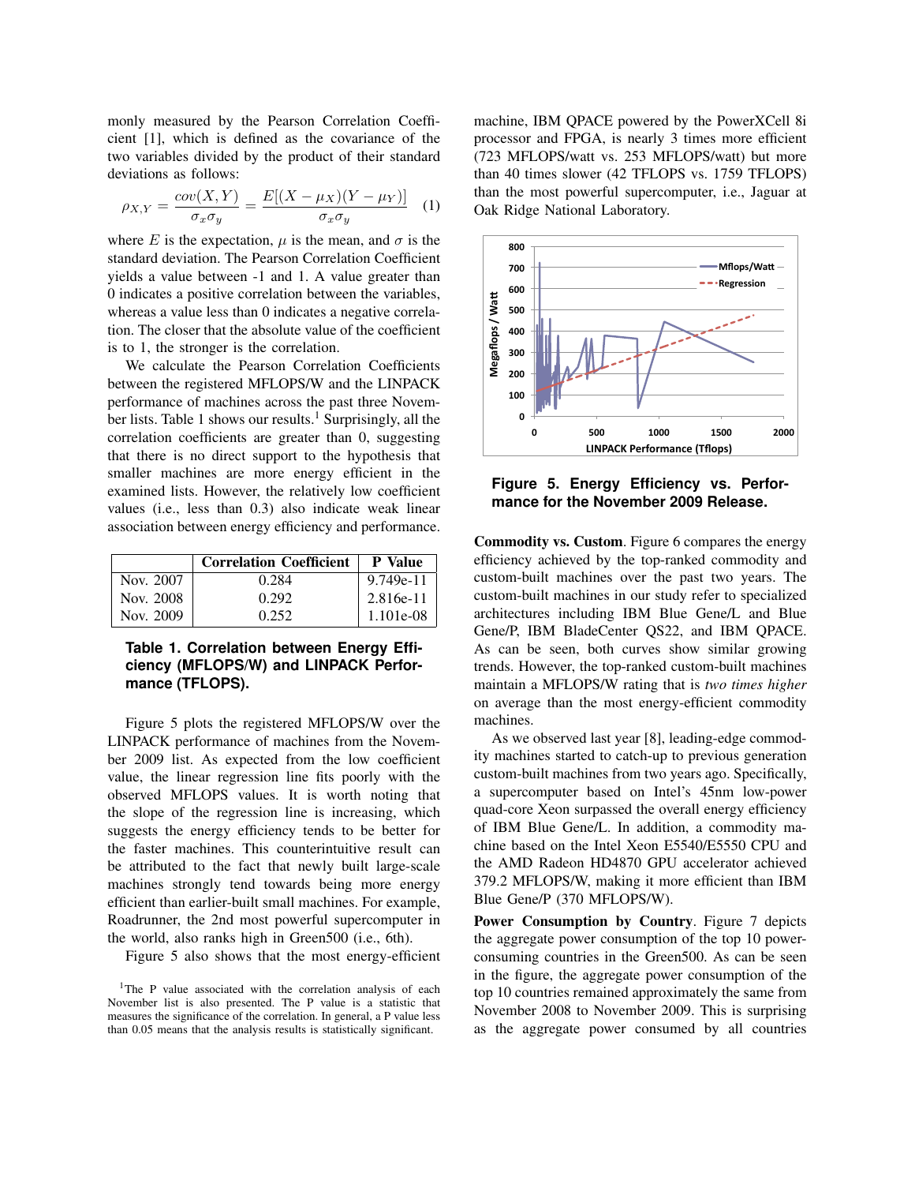monly measured by the Pearson Correlation Coefficient [1], which is defined as the covariance of the two variables divided by the product of their standard deviations as follows:

$$\rho_{X,Y} = \frac{cov(X,Y)}{\sigma_x \sigma_y} = \frac{E[(X-\mu_X)(Y-\mu_Y)]}{\sigma_x \sigma_y} \quad (1)$$

where $E$ is the expectation, $\mu$ is the mean, and $\sigma$ is the standard deviation. The Pearson Correlation Coefficient yields a value between -1 and 1. A value greater than 0 indicates a positive correlation between the variables, whereas a value less than 0 indicates a negative correlation. The closer that the absolute value of the coefficient is to 1, the stronger is the correlation.

We calculate the Pearson Correlation Coefficients between the registered MFLOPS/W and the LINPACK performance of machines across the past three November lists. Table 1 shows our results.[1] Surprisingly, all the correlation coefficients are greater than 0, suggesting that there is no direct support to the hypothesis that smaller machines are more energy efficient in the examined lists. However, the relatively low coefficient values (i.e., less than 0.3) also indicate weak linear association between energy efficiency and performance.

| | Correlation Coefficient | P Value |
|---|---|---|
| Nov. 2007 | 0.284 | 9.749e-11 |
| Nov. 2008 | 0.292 | 2.816e-11 |
| Nov. 2009 | 0.252 | 1.101e-08 |

**Table 1. Correlation between Energy Efficiency (MFLOPS/W) and LINPACK Performance (TFLOPS).**

Figure 5 plots the registered MFLOPS/W over the LINPACK performance of machines from the November 2009 list. As expected from the low coefficient value, the linear regression line fits poorly with the observed MFLOPS values. It is worth noting that the slope of the regression line is increasing, which suggests the energy efficiency tends to be better for the faster machines. This counterintuitive result can be attributed to the fact that newly built large-scale machines strongly tend towards being more energy efficient than earlier-built small machines. For example, Roadrunner, the 2nd most powerful supercomputer in the world, also ranks high in Green500 (i.e., 6th).

Figure 5 also shows that the most energy-efficient machine, IBM QPACE powered by the PowerXCell 8i processor and FPGA, is nearly 3 times more efficient (723 MFLOPS/watt vs. 253 MFLOPS/watt) but more than 40 times slower (42 TFLOPS vs. 1759 TFLOPS) than the most powerful supercomputer, i.e., Jaguar at Oak Ridge National Laboratory.

**Figure 5. Energy Efficiency vs. Performance for the November 2009 Release.**

**Commodity vs. Custom**. Figure 6 compares the energy efficiency achieved by the top-ranked commodity and custom-built machines over the past two years. The custom-built machines in our study refer to specialized architectures including IBM Blue Gene/L and Blue Gene/P, IBM BladeCenter QS22, and IBM QPACE. As can be seen, both curves show similar growing trends. However, the top-ranked custom-built machines maintain a MFLOPS/W rating that is *two times higher* on average than the most energy-efficient commodity machines.

As we observed last year [8], leading-edge commodity machines started to catch-up to previous generation custom-built machines from two years ago. Specifically, a supercomputer based on Intel's 45nm low-power quad-core Xeon surpassed the overall energy efficiency of IBM Blue Gene/L. In addition, a commodity machine based on the Intel Xeon E5540/E5550 CPU and the AMD Radeon HD4870 GPU accelerator achieved 379.2 MFLOPS/W, making it more efficient than IBM Blue Gene/P (370 MFLOPS/W).

**Power Consumption by Country**. Figure 7 depicts the aggregate power consumption of the top 10 power-consuming countries in the Green500. As can be seen in the figure, the aggregate power consumption of the top 10 countries remained approximately the same from November 2008 to November 2009. This is surprising as the aggregate power consumed by all countries

[1] The P value associated with the correlation analysis of each November list is also presented. The P value is a statistic that measures the significance of the correlation. In general, a P value less than 0.05 means that the analysis results is statistically significant.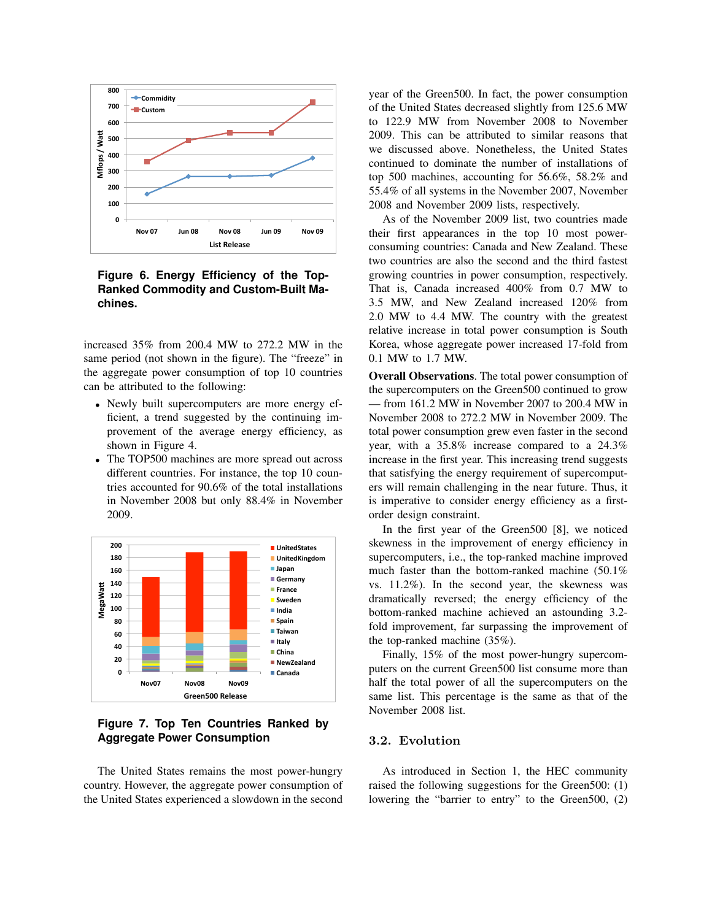**Figure 6. Energy Efficiency of the Top-Ranked Commodity and Custom-Built Machines.**

increased 35% from 200.4 MW to 272.2 MW in the same period (not shown in the figure). The "freeze" in the aggregate power consumption of top 10 countries can be attributed to the following:

- Newly built supercomputers are more energy efficient, a trend suggested by the continuing improvement of the average energy efficiency, as shown in Figure 4.
- The TOP500 machines are more spread out across different countries. For instance, the top 10 countries accounted for 90.6% of the total installations in November 2008 but only 88.4% in November 2009.

**Figure 7. Top Ten Countries Ranked by Aggregate Power Consumption**

The United States remains the most power-hungry country. However, the aggregate power consumption of the United States experienced a slowdown in the second year of the Green500. In fact, the power consumption of the United States decreased slightly from 125.6 MW to 122.9 MW from November 2008 to November 2009. This can be attributed to similar reasons that we discussed above. Nonetheless, the United States continued to dominate the number of installations of top 500 machines, accounting for 56.6%, 58.2% and 55.4% of all systems in the November 2007, November 2008 and November 2009 lists, respectively.

As of the November 2009 list, two countries made their first appearances in the top 10 most power-consuming countries: Canada and New Zealand. These two countries are also the second and the third fastest growing countries in power consumption, respectively. That is, Canada increased 400% from 0.7 MW to 3.5 MW, and New Zealand increased 120% from 2.0 MW to 4.4 MW. The country with the greatest relative increase in total power consumption is South Korea, whose aggregate power increased 17-fold from 0.1 MW to 1.7 MW.

**Overall Observations**. The total power consumption of the supercomputers on the Green500 continued to grow — from 161.2 MW in November 2007 to 200.4 MW in November 2008 to 272.2 MW in November 2009. The total power consumption grew even faster in the second year, with a 35.8% increase compared to a 24.3% increase in the first year. This increasing trend suggests that satisfying the energy requirement of supercomputers will remain challenging in the near future. Thus, it is imperative to consider energy efficiency as a first-order design constraint.

In the first year of the Green500 [8], we noticed skewness in the improvement of energy efficiency in supercomputers, i.e., the top-ranked machine improved much faster than the bottom-ranked machine (50.1% vs. 11.2%). In the second year, the skewness was dramatically reversed; the energy efficiency of the bottom-ranked machine achieved an astounding 3.2-fold improvement, far surpassing the improvement of the top-ranked machine (35%).

Finally, 15% of the most power-hungry supercomputers on the current Green500 list consume more than half the total power of all the supercomputers on the same list. This percentage is the same as that of the November 2008 list.

## 3.2. Evolution

As introduced in Section 1, the HEC community raised the following suggestions for the Green500: (1) lowering the "barrier to entry" to the Green500, (2)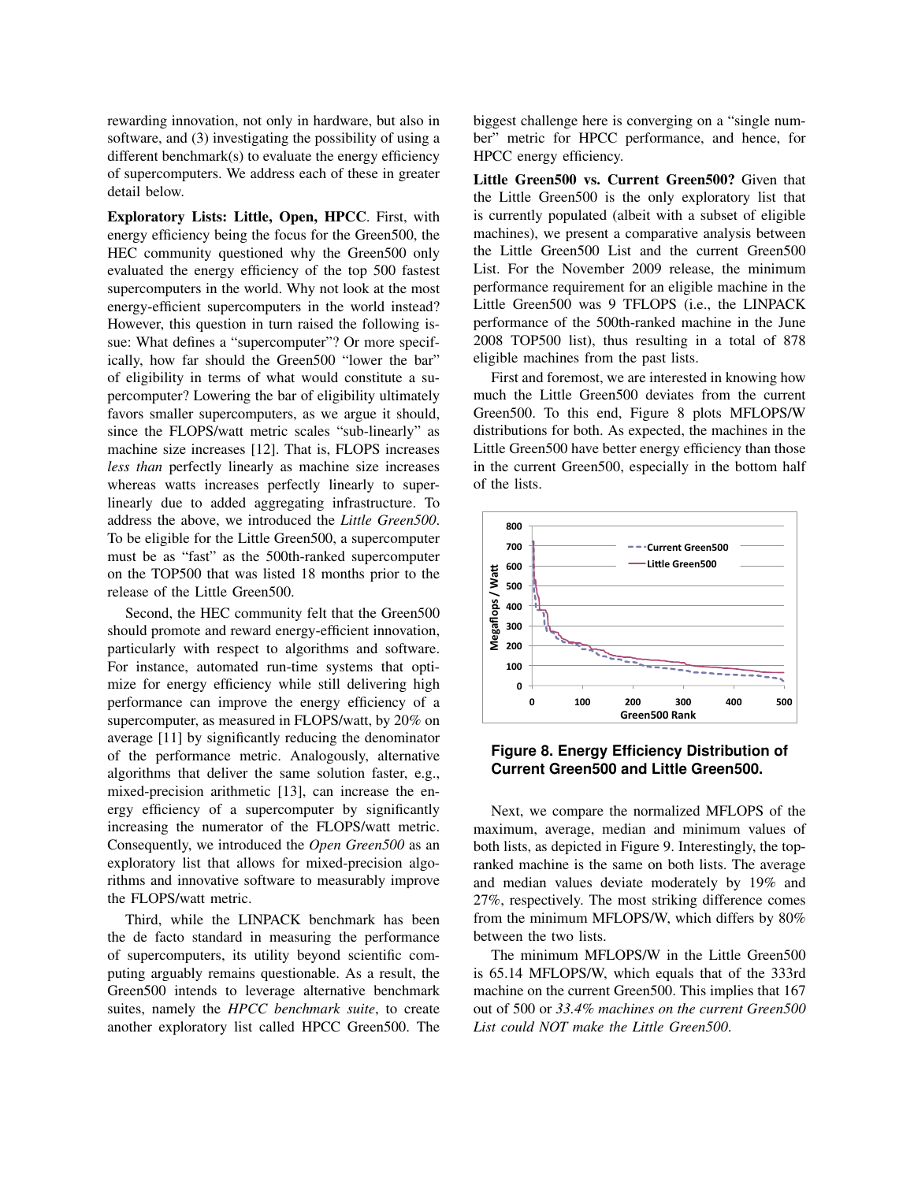rewarding innovation, not only in hardware, but also in software, and (3) investigating the possibility of using a different benchmark(s) to evaluate the energy efficiency of supercomputers. We address each of these in greater detail below.

**Exploratory Lists: Little, Open, HPCC**. First, with energy efficiency being the focus for the Green500, the HEC community questioned why the Green500 only evaluated the energy efficiency of the top 500 fastest supercomputers in the world. Why not look at the most energy-efficient supercomputers in the world instead? However, this question in turn raised the following issue: What defines a "supercomputer"? Or more specifically, how far should the Green500 "lower the bar" of eligibility in terms of what would constitute a supercomputer? Lowering the bar of eligibility ultimately favors smaller supercomputers, as we argue it should, since the FLOPS/watt metric scales "sub-linearly" as machine size increases [12]. That is, FLOPS increases *less than* perfectly linearly as machine size increases whereas watts increases perfectly linearly to super-linearly due to added aggregating infrastructure. To address the above, we introduced the *Little Green500*. To be eligible for the Little Green500, a supercomputer must be as "fast" as the 500th-ranked supercomputer on the TOP500 that was listed 18 months prior to the release of the Little Green500.

Second, the HEC community felt that the Green500 should promote and reward energy-efficient innovation, particularly with respect to algorithms and software. For instance, automated run-time systems that optimize for energy efficiency while still delivering high performance can improve the energy efficiency of a supercomputer, as measured in FLOPS/watt, by 20% on average [11] by significantly reducing the denominator of the performance metric. Analogously, alternative algorithms that deliver the same solution faster, e.g., mixed-precision arithmetic [13], can increase the energy efficiency of a supercomputer by significantly increasing the numerator of the FLOPS/watt metric. Consequently, we introduced the *Open Green500* as an exploratory list that allows for mixed-precision algorithms and innovative software to measurably improve the FLOPS/watt metric.

Third, while the LINPACK benchmark has been the de facto standard in measuring the performance of supercomputers, its utility beyond scientific computing arguably remains questionable. As a result, the Green500 intends to leverage alternative benchmark suites, namely the *HPCC benchmark suite*, to create another exploratory list called HPCC Green500. The biggest challenge here is converging on a "single number" metric for HPCC performance, and hence, for HPCC energy efficiency.

**Little Green500 vs. Current Green500?** Given that the Little Green500 is the only exploratory list that is currently populated (albeit with a subset of eligible machines), we present a comparative analysis between the Little Green500 List and the current Green500 List. For the November 2009 release, the minimum performance requirement for an eligible machine in the Little Green500 was 9 TFLOPS (i.e., the LINPACK performance of the 500th-ranked machine in the June 2008 TOP500 list), thus resulting in a total of 878 eligible machines from the past lists.

First and foremost, we are interested in knowing how much the Little Green500 deviates from the current Green500. To this end, Figure 8 plots MFLOPS/W distributions for both. As expected, the machines in the Little Green500 have better energy efficiency than those in the current Green500, especially in the bottom half of the lists.

**Figure 8. Energy Efficiency Distribution of Current Green500 and Little Green500.**

Next, we compare the normalized MFLOPS of the maximum, average, median and minimum values of both lists, as depicted in Figure 9. Interestingly, the top-ranked machine is the same on both lists. The average and median values deviate moderately by 19% and 27%, respectively. The most striking difference comes from the minimum MFLOPS/W, which differs by 80% between the two lists.

The minimum MFLOPS/W in the Little Green500 is 65.14 MFLOPS/W, which equals that of the 333rd machine on the current Green500. This implies that 167 out of 500 or *33.4% machines on the current Green500 List could NOT make the Little Green500*.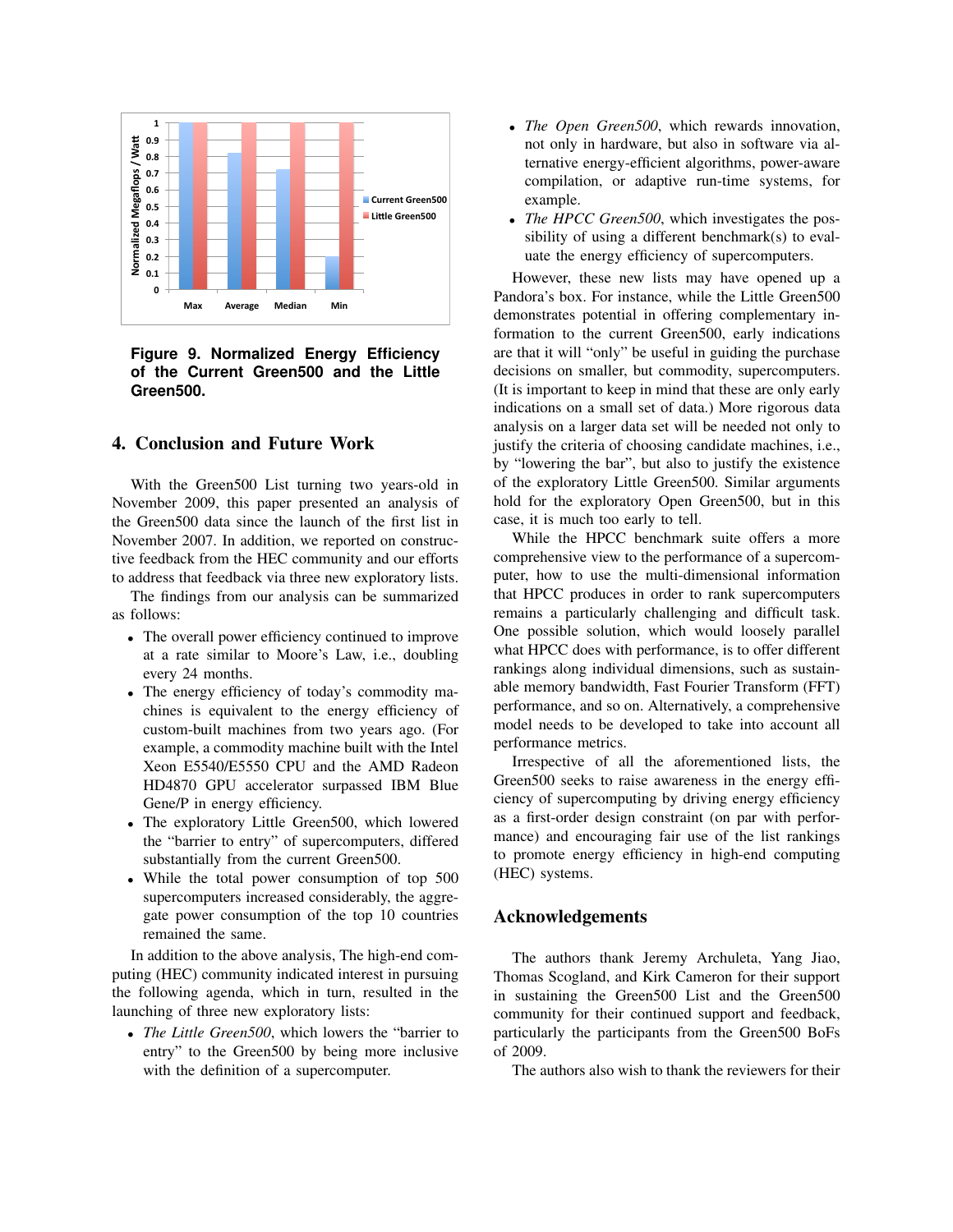**Figure 9. Normalized Energy Efficiency of the Current Green500 and the Little Green500.**

## 4. Conclusion and Future Work

With the Green500 List turning two years-old in November 2009, this paper presented an analysis of the Green500 data since the launch of the first list in November 2007. In addition, we reported on constructive feedback from the HEC community and our efforts to address that feedback via three new exploratory lists.

The findings from our analysis can be summarized as follows:

- The overall power efficiency continued to improve at a rate similar to Moore's Law, i.e., doubling every 24 months.
- The energy efficiency of today's commodity machines is equivalent to the energy efficiency of custom-built machines from two years ago. (For example, a commodity machine built with the Intel Xeon E5540/E5550 CPU and the AMD Radeon HD4870 GPU accelerator surpassed IBM Blue Gene/P in energy efficiency.
- The exploratory Little Green500, which lowered the "barrier to entry" of supercomputers, differed substantially from the current Green500.
- While the total power consumption of top 500 supercomputers increased considerably, the aggregate power consumption of the top 10 countries remained the same.

In addition to the above analysis, The high-end computing (HEC) community indicated interest in pursuing the following agenda, which in turn, resulted in the launching of three new exploratory lists:

- *The Little Green500*, which lowers the "barrier to entry" to the Green500 by being more inclusive with the definition of a supercomputer.
- *The Open Green500*, which rewards innovation, not only in hardware, but also in software via alternative energy-efficient algorithms, power-aware compilation, or adaptive run-time systems, for example.
- *The HPCC Green500*, which investigates the possibility of using a different benchmark(s) to evaluate the energy efficiency of supercomputers.

However, these new lists may have opened up a Pandora's box. For instance, while the Little Green500 demonstrates potential in offering complementary information to the current Green500, early indications are that it will "only" be useful in guiding the purchase decisions on smaller, but commodity, supercomputers. (It is important to keep in mind that these are only early indications on a small set of data.) More rigorous data analysis on a larger data set will be needed not only to justify the criteria of choosing candidate machines, i.e., by "lowering the bar", but also to justify the existence of the exploratory Little Green500. Similar arguments hold for the exploratory Open Green500, but in this case, it is much too early to tell.

While the HPCC benchmark suite offers a more comprehensive view to the performance of a supercomputer, how to use the multi-dimensional information that HPCC produces in order to rank supercomputers remains a particularly challenging and difficult task. One possible solution, which would loosely parallel what HPCC does with performance, is to offer different rankings along individual dimensions, such as sustainable memory bandwidth, Fast Fourier Transform (FFT) performance, and so on. Alternatively, a comprehensive model needs to be developed to take into account all performance metrics.

Irrespective of all the aforementioned lists, the Green500 seeks to raise awareness in the energy efficiency of supercomputing by driving energy efficiency as a first-order design constraint (on par with performance) and encouraging fair use of the list rankings to promote energy efficiency in high-end computing (HEC) systems.

## Acknowledgements

The authors thank Jeremy Archuleta, Yang Jiao, Thomas Scogland, and Kirk Cameron for their support in sustaining the Green500 List and the Green500 community for their continued support and feedback, particularly the participants from the Green500 BoFs of 2009.

The authors also wish to thank the reviewers for their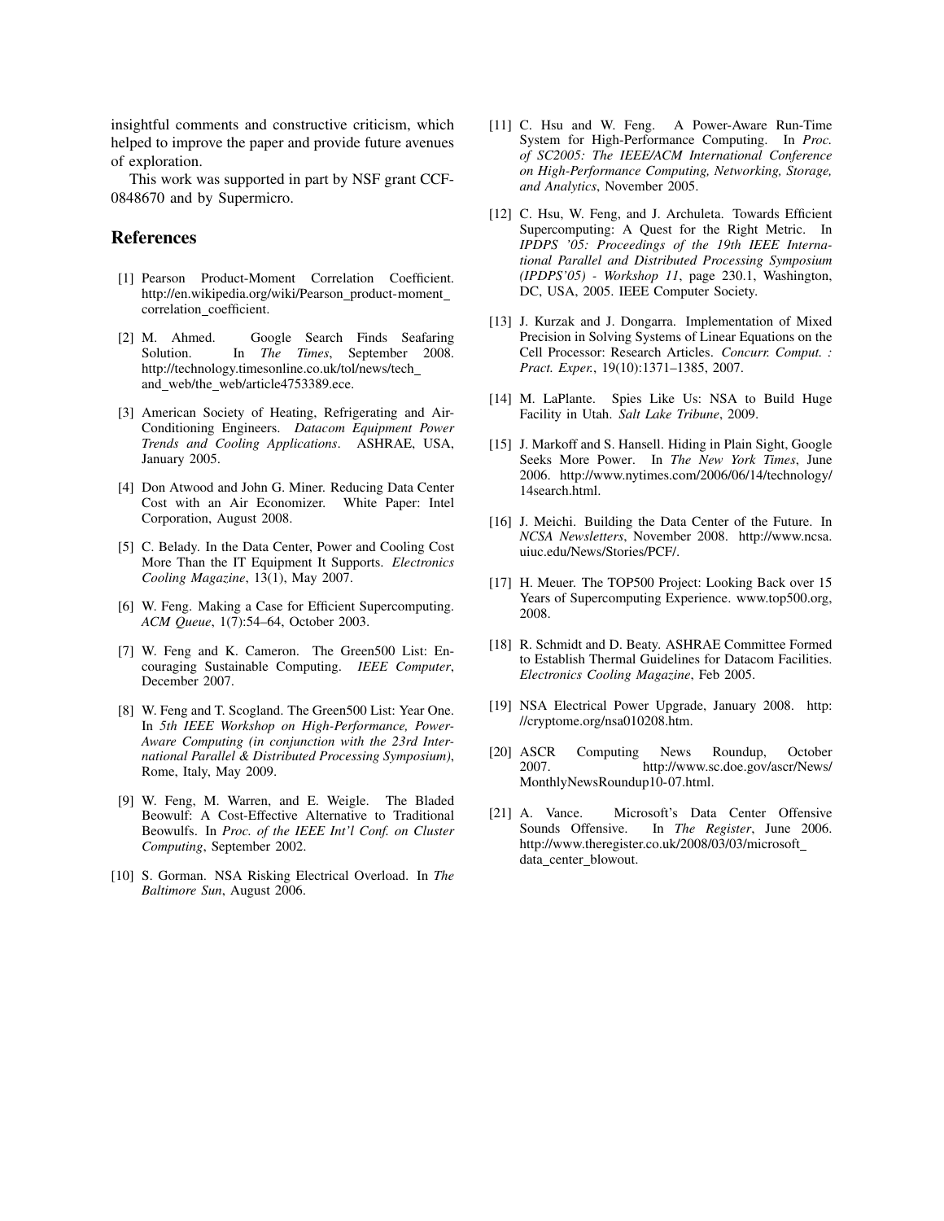insightful comments and constructive criticism, which helped to improve the paper and provide future avenues of exploration.

This work was supported in part by NSF grant CCF-0848670 and by Supermicro.

## References

[1] Pearson Product-Moment Correlation Coefficient. http://en.wikipedia.org/wiki/Pearson_product-moment_correlation_coefficient.

[2] M. Ahmed. Google Search Finds Seafaring Solution. In *The Times*, September 2008. http://technology.timesonline.co.uk/tol/news/tech_and_web/the_web/article4753389.ece.

[3] American Society of Heating, Refrigerating and Air-Conditioning Engineers. *Datacom Equipment Power Trends and Cooling Applications*. ASHRAE, USA, January 2005.

[4] Don Atwood and John G. Miner. Reducing Data Center Cost with an Air Economizer. White Paper: Intel Corporation, August 2008.

[5] C. Belady. In the Data Center, Power and Cooling Cost More Than the IT Equipment It Supports. *Electronics Cooling Magazine*, 13(1), May 2007.

[6] W. Feng. Making a Case for Efficient Supercomputing. *ACM Queue*, 1(7):54–64, October 2003.

[7] W. Feng and K. Cameron. The Green500 List: Encouraging Sustainable Computing. *IEEE Computer*, December 2007.

[8] W. Feng and T. Scogland. The Green500 List: Year One. In *5th IEEE Workshop on High-Performance, Power-Aware Computing (in conjunction with the 23rd International Parallel & Distributed Processing Symposium)*, Rome, Italy, May 2009.

[9] W. Feng, M. Warren, and E. Weigle. The Bladed Beowulf: A Cost-Effective Alternative to Traditional Beowulfs. In *Proc. of the IEEE Int'l Conf. on Cluster Computing*, September 2002.

[10] S. Gorman. NSA Risking Electrical Overload. In *The Baltimore Sun*, August 2006.

[11] C. Hsu and W. Feng. A Power-Aware Run-Time System for High-Performance Computing. In *Proc. of SC2005: The IEEE/ACM International Conference on High-Performance Computing, Networking, Storage, and Analytics*, November 2005.

[12] C. Hsu, W. Feng, and J. Archuleta. Towards Efficient Supercomputing: A Quest for the Right Metric. In *IPDPS '05: Proceedings of the 19th IEEE International Parallel and Distributed Processing Symposium (IPDPS'05) - Workshop 11*, page 230.1, Washington, DC, USA, 2005. IEEE Computer Society.

[13] J. Kurzak and J. Dongarra. Implementation of Mixed Precision in Solving Systems of Linear Equations on the Cell Processor: Research Articles. *Concurr. Comput. : Pract. Exper.*, 19(10):1371–1385, 2007.

[14] M. LaPlante. Spies Like Us: NSA to Build Huge Facility in Utah. *Salt Lake Tribune*, 2009.

[15] J. Markoff and S. Hansell. Hiding in Plain Sight, Google Seeks More Power. In *The New York Times*, June 2006. http://www.nytimes.com/2006/06/14/technology/14search.html.

[16] J. Meichi. Building the Data Center of the Future. In *NCSA Newsletters*, November 2008. http://www.ncsa.uiuc.edu/News/Stories/PCF/.

[17] H. Meuer. The TOP500 Project: Looking Back over 15 Years of Supercomputing Experience. www.top500.org, 2008.

[18] R. Schmidt and D. Beaty. ASHRAE Committee Formed to Establish Thermal Guidelines for Datacom Facilities. *Electronics Cooling Magazine*, Feb 2005.

[19] NSA Electrical Power Upgrade, January 2008. http://cryptome.org/nsa010208.htm.

[20] ASCR Computing News Roundup, October 2007. http://www.sc.doe.gov/ascr/News/MonthlyNewsRoundup10-07.html.

[21] A. Vance. Microsoft's Data Center Offensive Sounds Offensive. In *The Register*, June 2006. http://www.theregister.co.uk/2008/03/03/microsoft_data_center_blowout.